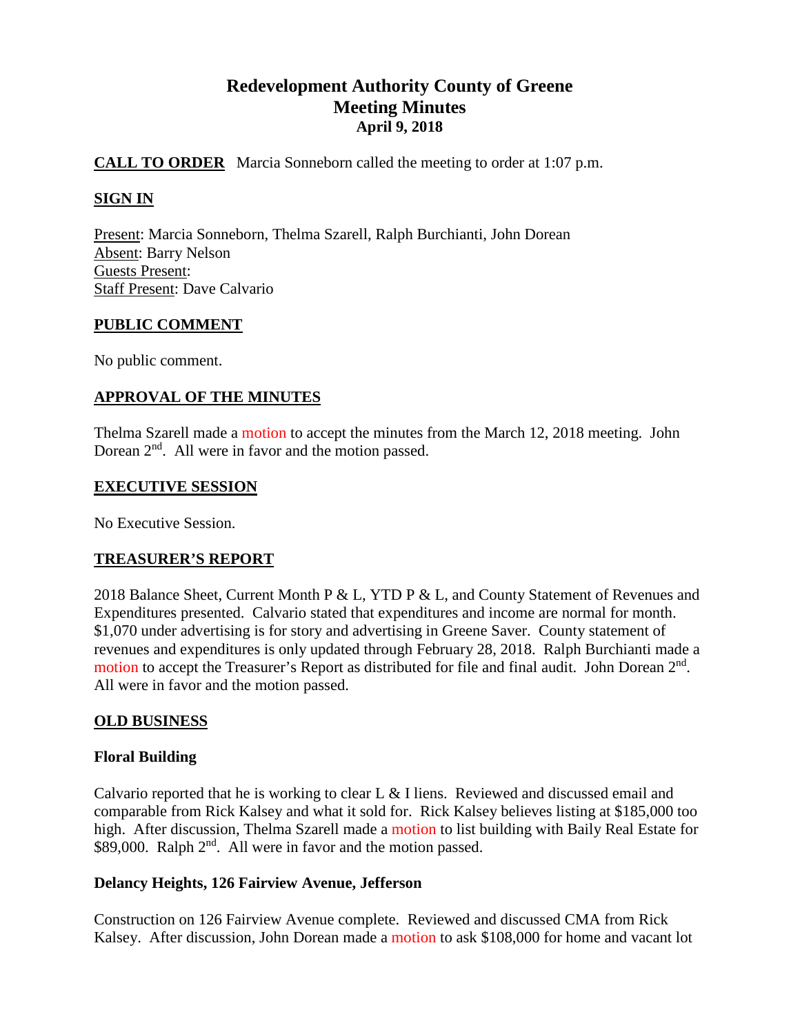# Redevelopment Authority County of Greene
# Meeting Minutes
### April 9, 2018

**CALL TO ORDER** Marcia Sonneborn called the meeting to order at 1:07 p.m.

**SIGN IN**

Present: Marcia Sonneborn, Thelma Szarell, Ralph Burchianti, John Dorean
Absent: Barry Nelson
Guests Present:
Staff Present: Dave Calvario

**PUBLIC COMMENT**

No public comment.

**APPROVAL OF THE MINUTES**

Thelma Szarell made a motion to accept the minutes from the March 12, 2018 meeting. John Dorean 2nd. All were in favor and the motion passed.

**EXECUTIVE SESSION**

No Executive Session.

**TREASURER'S REPORT**

2018 Balance Sheet, Current Month P & L, YTD P & L, and County Statement of Revenues and Expenditures presented. Calvario stated that expenditures and income are normal for month. $1,070 under advertising is for story and advertising in Greene Saver. County statement of revenues and expenditures is only updated through February 28, 2018. Ralph Burchianti made a motion to accept the Treasurer's Report as distributed for file and final audit. John Dorean 2nd. All were in favor and the motion passed.

**OLD BUSINESS**

**Floral Building**

Calvario reported that he is working to clear L & I liens. Reviewed and discussed email and comparable from Rick Kalsey and what it sold for. Rick Kalsey believes listing at $185,000 too high. After discussion, Thelma Szarell made a motion to list building with Baily Real Estate for $89,000. Ralph 2nd. All were in favor and the motion passed.

**Delancy Heights, 126 Fairview Avenue, Jefferson**

Construction on 126 Fairview Avenue complete. Reviewed and discussed CMA from Rick Kalsey. After discussion, John Dorean made a motion to ask $108,000 for home and vacant lot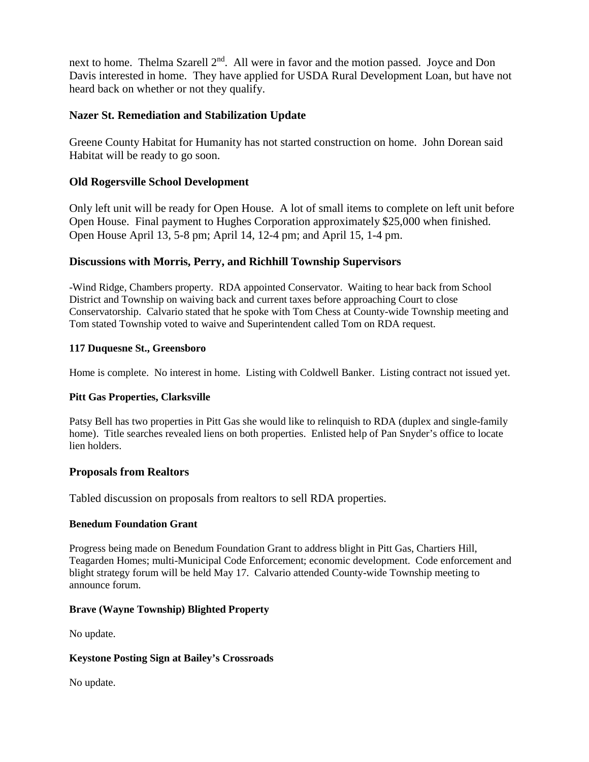next to home. Thelma Szarell 2nd. All were in favor and the motion passed. Joyce and Don Davis interested in home. They have applied for USDA Rural Development Loan, but have not heard back on whether or not they qualify.

### Nazer St. Remediation and Stabilization Update

Greene County Habitat for Humanity has not started construction on home. John Dorean said Habitat will be ready to go soon.

### Old Rogersville School Development

Only left unit will be ready for Open House. A lot of small items to complete on left unit before Open House. Final payment to Hughes Corporation approximately $25,000 when finished. Open House April 13, 5-8 pm; April 14, 12-4 pm; and April 15, 1-4 pm.

### Discussions with Morris, Perry, and Richhill Township Supervisors

-Wind Ridge, Chambers property. RDA appointed Conservator. Waiting to hear back from School District and Township on waiving back and current taxes before approaching Court to close Conservatorship. Calvario stated that he spoke with Tom Chess at County-wide Township meeting and Tom stated Township voted to waive and Superintendent called Tom on RDA request.

#### 117 Duquesne St., Greensboro

Home is complete. No interest in home. Listing with Coldwell Banker. Listing contract not issued yet.

#### Pitt Gas Properties, Clarksville

Patsy Bell has two properties in Pitt Gas she would like to relinquish to RDA (duplex and single-family home). Title searches revealed liens on both properties. Enlisted help of Pan Snyder's office to locate lien holders.

### Proposals from Realtors

Tabled discussion on proposals from realtors to sell RDA properties.

#### Benedum Foundation Grant

Progress being made on Benedum Foundation Grant to address blight in Pitt Gas, Chartiers Hill, Teagarden Homes; multi-Municipal Code Enforcement; economic development. Code enforcement and blight strategy forum will be held May 17. Calvario attended County-wide Township meeting to announce forum.

#### Brave (Wayne Township) Blighted Property

No update.

#### Keystone Posting Sign at Bailey's Crossroads

No update.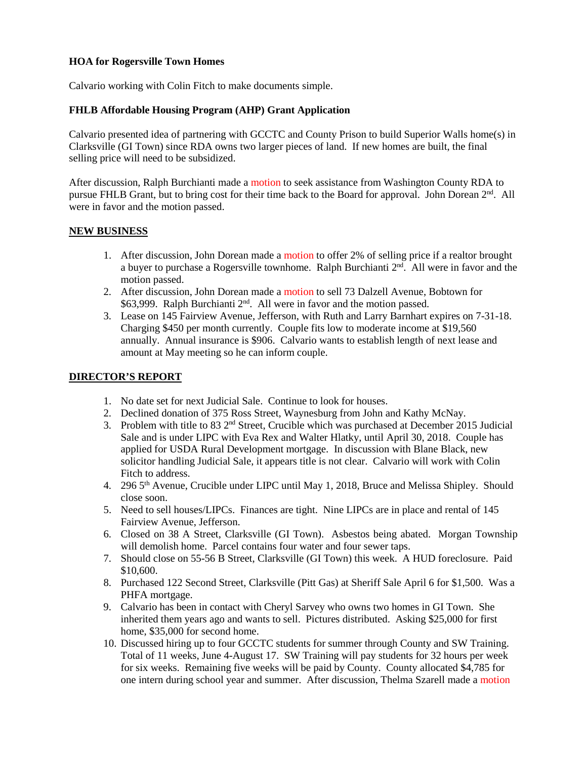**HOA for Rogersville Town Homes**

Calvario working with Colin Fitch to make documents simple.

**FHLB Affordable Housing Program (AHP) Grant Application**

Calvario presented idea of partnering with GCCTC and County Prison to build Superior Walls home(s) in Clarksville (GI Town) since RDA owns two larger pieces of land. If new homes are built, the final selling price will need to be subsidized.

After discussion, Ralph Burchianti made a motion to seek assistance from Washington County RDA to pursue FHLB Grant, but to bring cost for their time back to the Board for approval. John Dorean 2nd. All were in favor and the motion passed.

## NEW BUSINESS

1. After discussion, John Dorean made a motion to offer 2% of selling price if a realtor brought a buyer to purchase a Rogersville townhome. Ralph Burchianti 2nd. All were in favor and the motion passed.
2. After discussion, John Dorean made a motion to sell 73 Dalzell Avenue, Bobtown for $63,999. Ralph Burchianti 2nd. All were in favor and the motion passed.
3. Lease on 145 Fairview Avenue, Jefferson, with Ruth and Larry Barnhart expires on 7-31-18. Charging $450 per month currently. Couple fits low to moderate income at $19,560 annually. Annual insurance is $906. Calvario wants to establish length of next lease and amount at May meeting so he can inform couple.

## DIRECTOR'S REPORT

1. No date set for next Judicial Sale. Continue to look for houses.
2. Declined donation of 375 Ross Street, Waynesburg from John and Kathy McNay.
3. Problem with title to 83 2nd Street, Crucible which was purchased at December 2015 Judicial Sale and is under LIPC with Eva Rex and Walter Hlatky, until April 30, 2018. Couple has applied for USDA Rural Development mortgage. In discussion with Blane Black, new solicitor handling Judicial Sale, it appears title is not clear. Calvario will work with Colin Fitch to address.
4. 296 5th Avenue, Crucible under LIPC until May 1, 2018, Bruce and Melissa Shipley. Should close soon.
5. Need to sell houses/LIPCs. Finances are tight. Nine LIPCs are in place and rental of 145 Fairview Avenue, Jefferson.
6. Closed on 38 A Street, Clarksville (GI Town). Asbestos being abated. Morgan Township will demolish home. Parcel contains four water and four sewer taps.
7. Should close on 55-56 B Street, Clarksville (GI Town) this week. A HUD foreclosure. Paid $10,600.
8. Purchased 122 Second Street, Clarksville (Pitt Gas) at Sheriff Sale April 6 for $1,500. Was a PHFA mortgage.
9. Calvario has been in contact with Cheryl Sarvey who owns two homes in GI Town. She inherited them years ago and wants to sell. Pictures distributed. Asking $25,000 for first home, $35,000 for second home.
10. Discussed hiring up to four GCCTC students for summer through County and SW Training. Total of 11 weeks, June 4-August 17. SW Training will pay students for 32 hours per week for six weeks. Remaining five weeks will be paid by County. County allocated $4,785 for one intern during school year and summer. After discussion, Thelma Szarell made a motion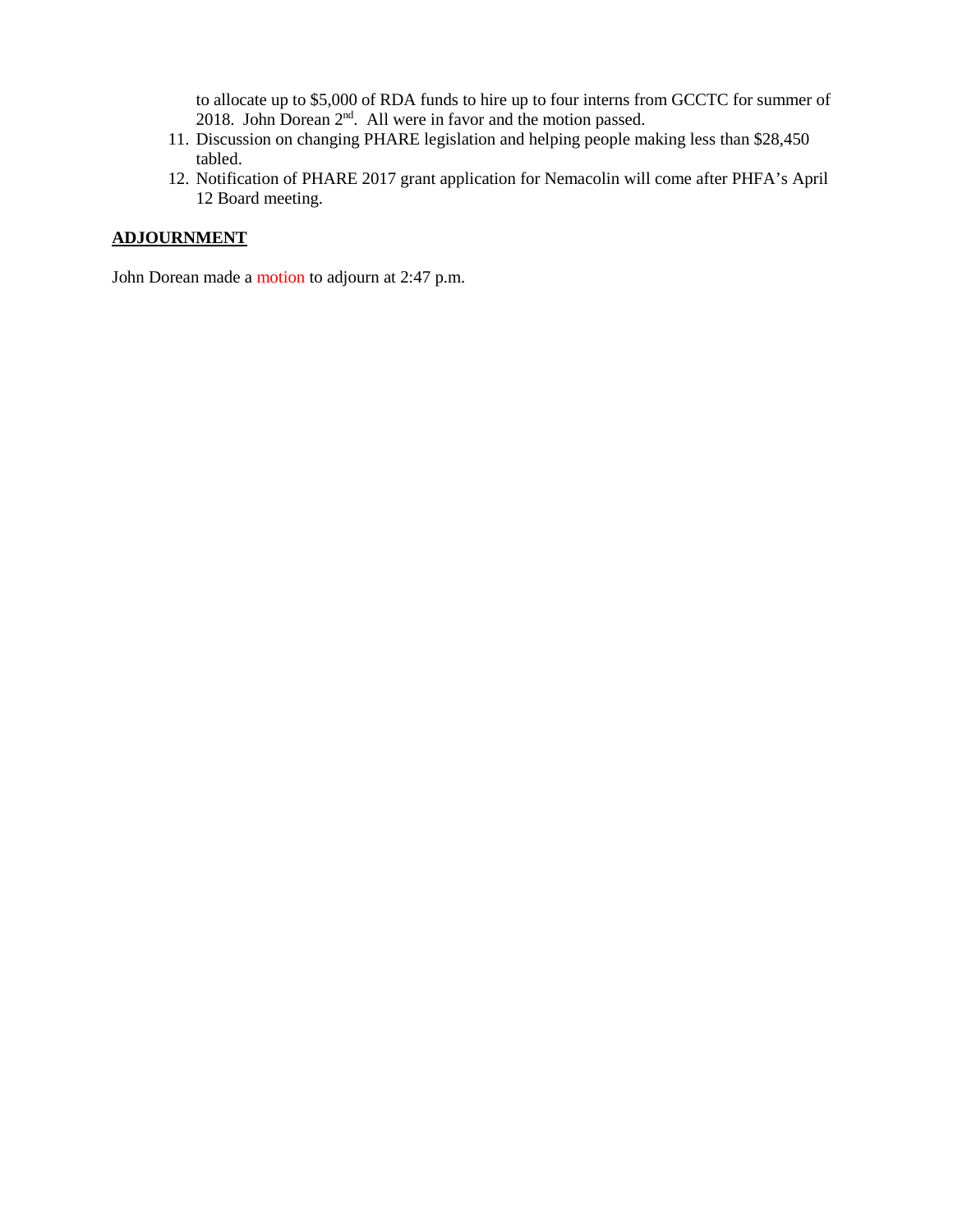to allocate up to $5,000 of RDA funds to hire up to four interns from GCCTC for summer of 2018. John Dorean 2nd. All were in favor and the motion passed.

11. Discussion on changing PHARE legislation and helping people making less than $28,450 tabled.
12. Notification of PHARE 2017 grant application for Nemacolin will come after PHFA's April 12 Board meeting.

**ADJOURNMENT**

John Dorean made a motion to adjourn at 2:47 p.m.